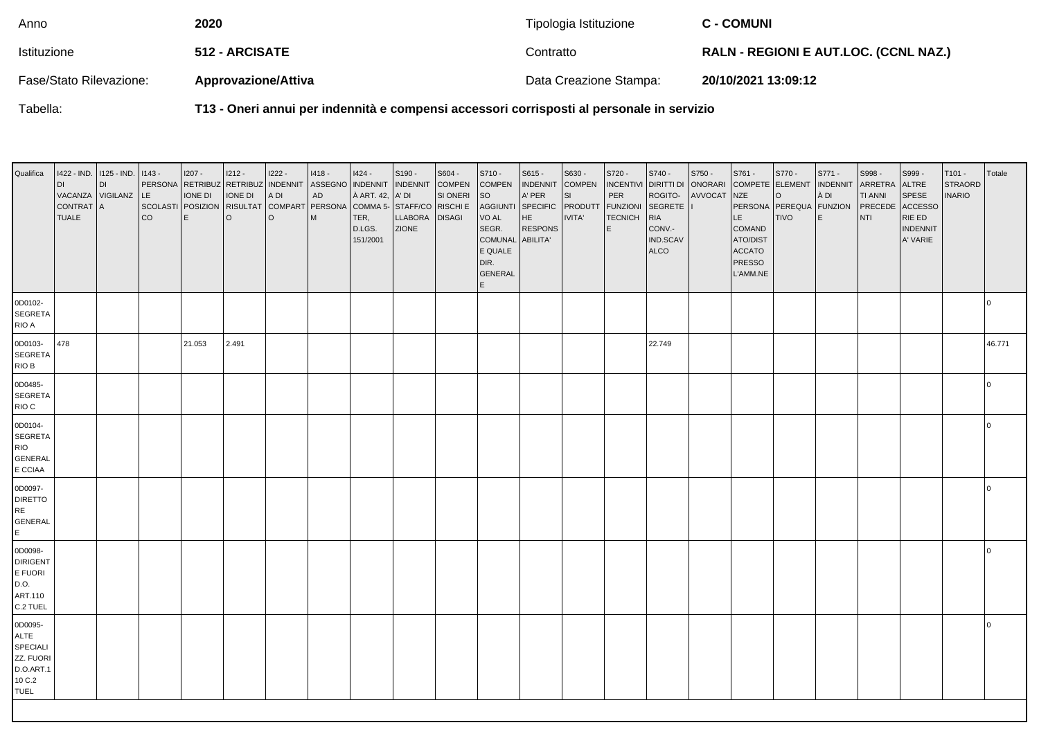| Anno | 2020 | Tipologia Istituzione | C - COMUNI |
|---|---|---|---|
| Istituzione | 512 - ARCISATE | Contratto | RALN - REGIONI E AUT.LOC. (CCNL NAZ.) |
| Fase/Stato Rilevazione: | Approvazione/Attiva | Data Creazione Stampa: | 20/10/2021 13:09:12 |
| Tabella: | T13 - Oneri annui per indennità e compensi accessori corrisposti al personale in servizio | | |

| Qualifica | I422 - IND. DI VACANZA CONTRATTUALE | I125 - IND. DI VIGILANZA | I143 - PERSONALE SCOLASTICO | I207 - RETRIBUZIONE DI POSIZIONE | I212 - RETRIBUZIONE DI RISULTATO | I222 - INDENNITA DI COMPARTO | I418 - ASSEGNO AD PERSONAM | I424 - INDENNITÀ ART. 42, COMMA 5-TER, D.LGS. 151/2001 | S190 - INDENNITA' DI STAFF/COLLABORAZIONE | S604 - COMPENSI ONERI RISCHI E DISAGI | S710 - COMPENSO AGGIUNTIVO AL SEGR. COMUNALE QUALE DIR. GENERALE | S615 - INDENNITA' PER SPECIFICHE RESPONSABILITA' | S630 - COMPENSI PRODUTTIVITA' | S720 - INCENTIVI PER FUNZIONI TECNICHE | S740 - DIRITTI DI ROGITO-SEGRETERIA CONV.-IND.SCAVALCO | S750 - ONORARI AVVOCATI | S761 - COMPETENZE PERSONALE COMANDATO/DISTACCATO PRESSO L'AMM.NE | S770 - ELEMENTO PEREQUATIVO | S771 - INDENNITÀ DI FUNZIONE | S998 - ARRETRATI ANNI PRECEDENTI | S999 - ALTRE SPESE ACCESSORIE ED INDENNITA' VARIE | T101 - STRAORDINARIO | Totale |
|---|---|---|---|---|---|---|---|---|---|---|---|---|---|---|---|---|---|---|---|---|---|---|---|
| 0D0102-SEGRETARIO A | | | | | | | | | | | | | | | | | | | | | | | 0 |
| 0D0103-SEGRETARIO B | 478 | | | 21.053 | 2.491 | | | | | | | | | | 22.749 | | | | | | | | 46.771 |
| 0D0485-SEGRETARIO C | | | | | | | | | | | | | | | | | | | | | | | 0 |
| 0D0104-SEGRETARIO GENERALE CCIAA | | | | | | | | | | | | | | | | | | | | | | | 0 |
| 0D0097-DIRETTORE GENERALE | | | | | | | | | | | | | | | | | | | | | | | 0 |
| 0D0098-DIRIGENTE FUORI D.O. ART.110 C.2 TUEL | | | | | | | | | | | | | | | | | | | | | | | 0 |
| 0D0095-ALTE SPECIALIZZ. FUORI D.O.ART.110 C.2 TUEL | | | | | | | | | | | | | | | | | | | | | | | 0 |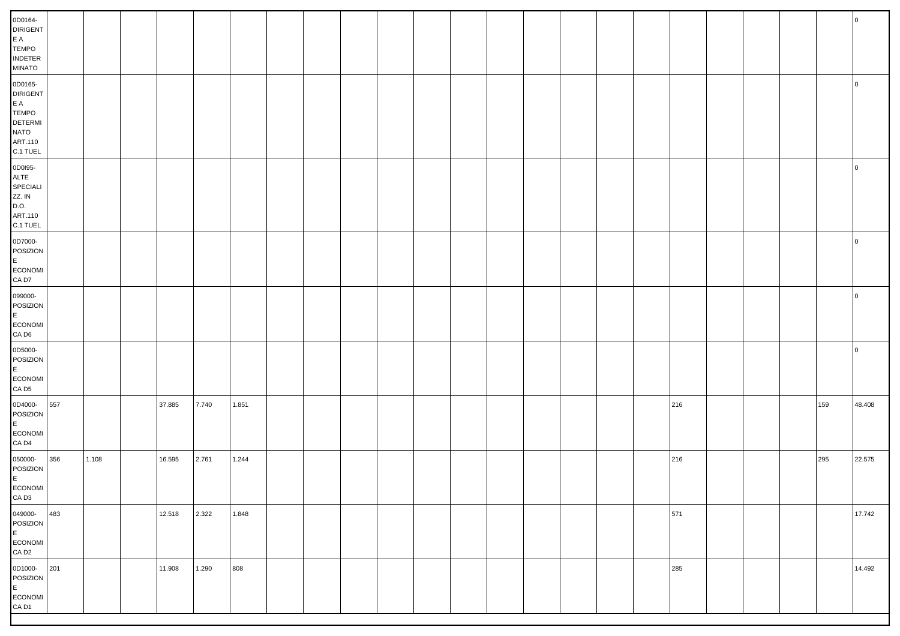| 0D0164-DIRIGENTE A TEMPO INDETERMINATO | | | | | | | | | | | | | | | | | | | | | | | 0 |
|---|---|---|---|---|---|---|---|---|---|---|---|---|---|---|---|---|---|---|---|---|---|---|---|
| 0D0165-DIRIGENTE A TEMPO DETERMINATO ART.110 C.1 TUEL | | | | | | | | | | | | | | | | | | | | | | | 0 |
| 0D0I95-ALTE SPECIALIZZ. IN D.O. ART.110 C.1 TUEL | | | | | | | | | | | | | | | | | | | | | | | 0 |
| 0D7000-POSIZIONE ECONOMICA D7 | | | | | | | | | | | | | | | | | | | | | | | 0 |
| 099000-POSIZIONE ECONOMICA D6 | | | | | | | | | | | | | | | | | | | | | | | 0 |
| 0D5000-POSIZIONE ECONOMICA D5 | | | | | | | | | | | | | | | | | | | | | | | 0 |
| 0D4000-POSIZIONE ECONOMICA D4 | 557 | | | 37.885 | 7.740 | 1.851 | | | | | | | | | | | 216 | | | | 159 | 48.408 |
| 050000-POSIZIONE ECONOMICA D3 | 356 | 1.108 | | 16.595 | 2.761 | 1.244 | | | | | | | | | | | 216 | | | | 295 | 22.575 |
| 049000-POSIZIONE ECONOMICA D2 | 483 | | | 12.518 | 2.322 | 1.848 | | | | | | | | | | | 571 | | | | | 17.742 |
| 0D1000-POSIZIONE ECONOMICA D1 | 201 | | | 11.908 | 1.290 | 808 | | | | | | | | | | | 285 | | | | | 14.492 |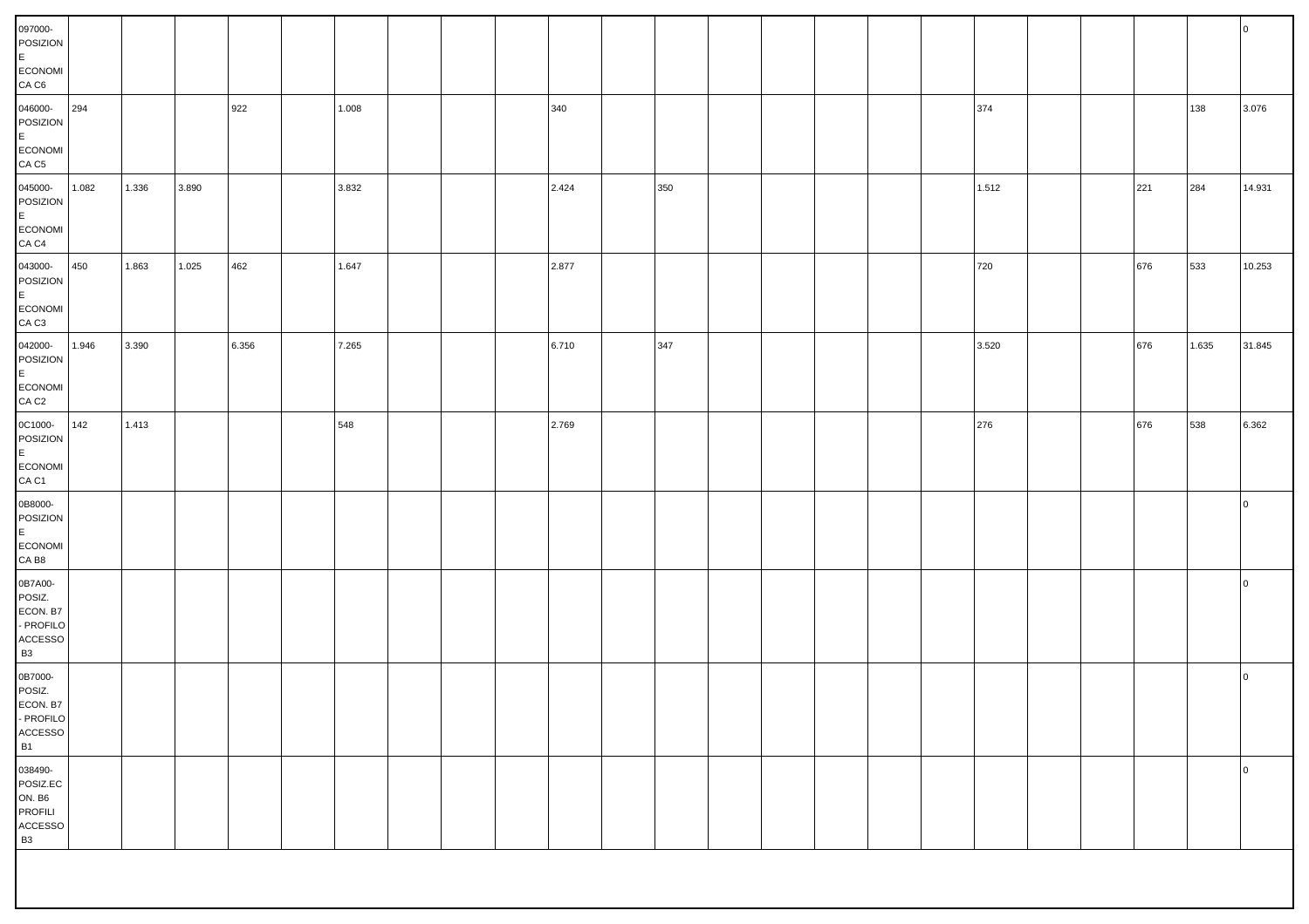| | | | | | | | | | | | | | | | | | | | | | | | |
|---|---|---|---|---|---|---|---|---|---|---|---|---|---|---|---|---|---|---|---|---|---|---|---|
| 097000-POSIZIONE ECONOMICA C6 | | | | | | | | | | | | | | | | | | | | | | | 0 |
| 046000-POSIZIONE ECONOMICA C5 | 294 | | | 922 | | 1.008 | | | | 340 | | | | | | | | 374 | | | | 138 | 3.076 |
| 045000-POSIZIONE ECONOMICA C4 | 1.082 | 1.336 | 3.890 | | | 3.832 | | | | 2.424 | | 350 | | | | | | 1.512 | | | 221 | 284 | 14.931 |
| 043000-POSIZIONE ECONOMICA C3 | 450 | 1.863 | 1.025 | 462 | | 1.647 | | | | 2.877 | | | | | | | | 720 | | | 676 | 533 | 10.253 |
| 042000-POSIZIONE ECONOMICA C2 | 1.946 | 3.390 | | 6.356 | | 7.265 | | | | 6.710 | | 347 | | | | | | 3.520 | | | 676 | 1.635 | 31.845 |
| 0C1000-POSIZIONE ECONOMICA C1 | 142 | 1.413 | | | | 548 | | | | 2.769 | | | | | | | | 276 | | | 676 | 538 | 6.362 |
| 0B8000-POSIZIONE ECONOMICA B8 | | | | | | | | | | | | | | | | | | | | | | | 0 |
| 0B7A00-POSIZ. ECON. B7 - PROFILO ACCESSO B3 | | | | | | | | | | | | | | | | | | | | | | | 0 |
| 0B7000-POSIZ. ECON. B7 - PROFILO ACCESSO B1 | | | | | | | | | | | | | | | | | | | | | | | 0 |
| 038490-POSIZ.ECON. B6 PROFILI ACCESSO B3 | | | | | | | | | | | | | | | | | | | | | | | 0 |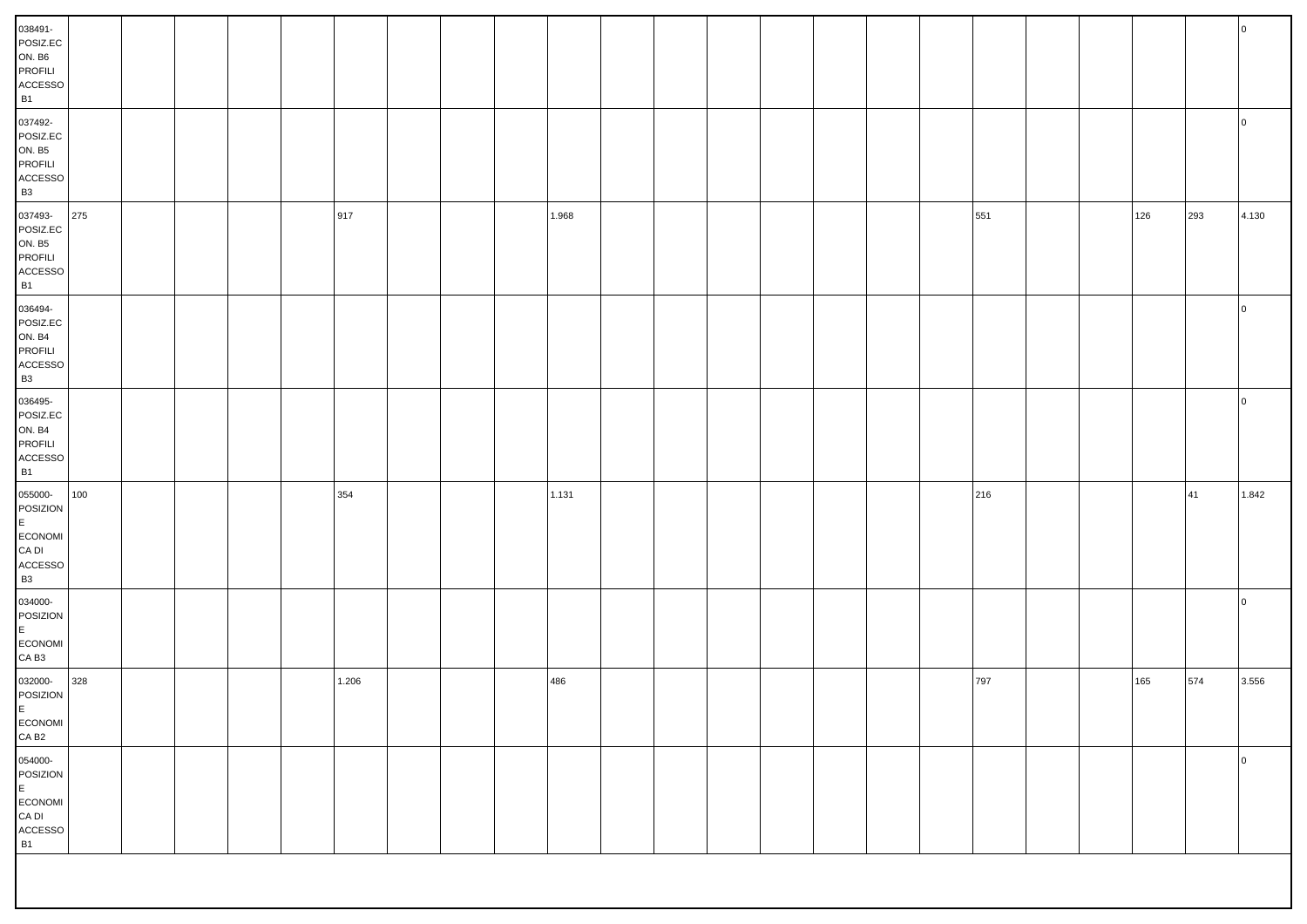| | | | | | | | | | | | | | | | | | | | | | | | |
|---|---|---|---|---|---|---|---|---|---|---|---|---|---|---|---|---|---|---|---|---|---|---|---|
| 038491-POSIZ.ECON. B6 PROFILI ACCESSO B1 | | | | | | | | | | | | | | | | | | | | | | | 0 |
| 037492-POSIZ.ECON. B5 PROFILI ACCESSO B3 | | | | | | | | | | | | | | | | | | | | | | | 0 |
| 037493-POSIZ.ECON. B5 PROFILI ACCESSO B1 | 275 | | | | | 917 | | | | 1.968 | | | | | | | | 551 | | | 126 | 293 | 4.130 |
| 036494-POSIZ.ECON. B4 PROFILI ACCESSO B3 | | | | | | | | | | | | | | | | | | | | | | | 0 |
| 036495-POSIZ.ECON. B4 PROFILI ACCESSO B1 | | | | | | | | | | | | | | | | | | | | | | | 0 |
| 055000-POSIZIONE ECONOMICA DI ACCESSO B3 | 100 | | | | | 354 | | | | 1.131 | | | | | | | | 216 | | | | 41 | 1.842 |
| 034000-POSIZIONE ECONOMICA B3 | | | | | | | | | | | | | | | | | | | | | | | 0 |
| 032000-POSIZIONE ECONOMICA B2 | 328 | | | | | 1.206 | | | | 486 | | | | | | | | 797 | | | 165 | 574 | 3.556 |
| 054000-POSIZIONE ECONOMICA DI ACCESSO B1 | | | | | | | | | | | | | | | | | | | | | | | 0 |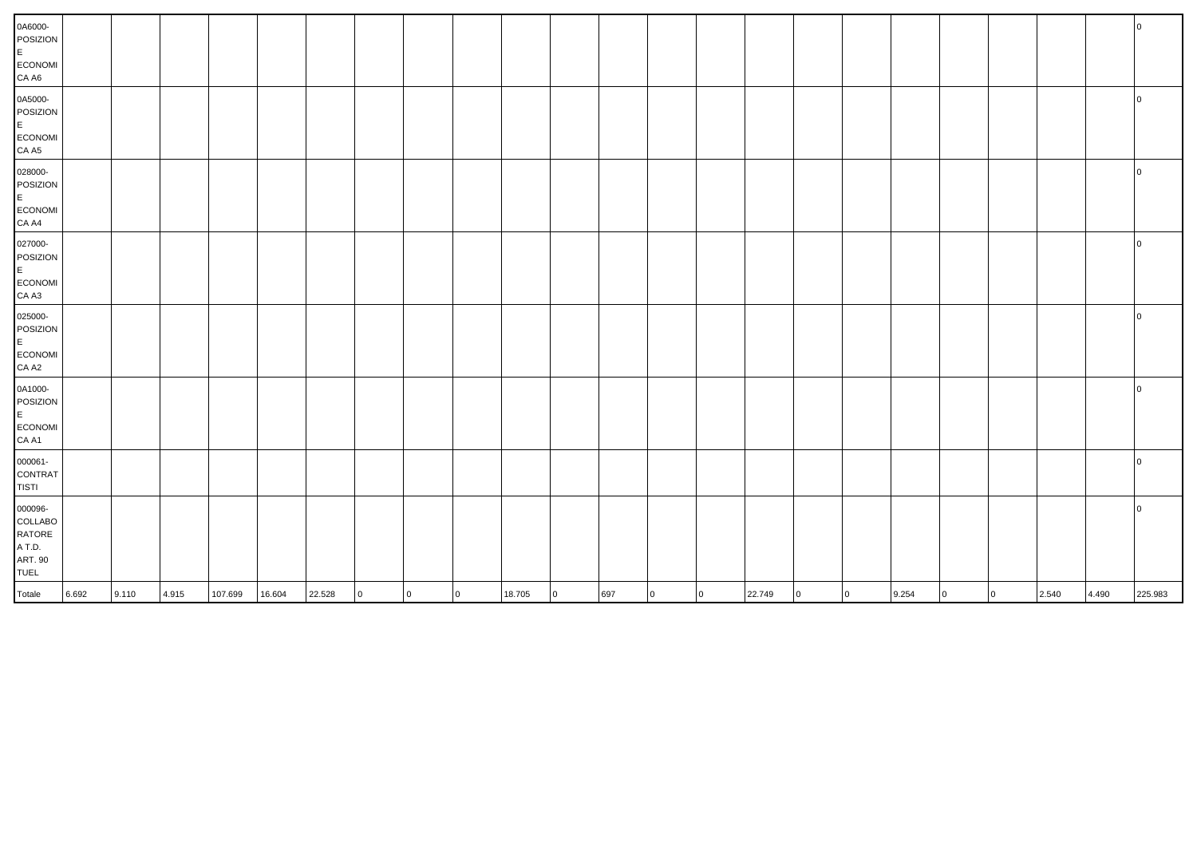| | | | | | | | | | | | | | | | | | | | | | | | |
|---|---|---|---|---|---|---|---|---|---|---|---|---|---|---|---|---|---|---|---|---|---|---|---|
| 0A6000-POSIZIONE ECONOMICA A6 | | | | | | | | | | | | | | | | | | | | | | | 0 |
| 0A5000-POSIZIONE ECONOMICA A5 | | | | | | | | | | | | | | | | | | | | | | | 0 |
| 028000-POSIZIONE ECONOMICA A4 | | | | | | | | | | | | | | | | | | | | | | | 0 |
| 027000-POSIZIONE ECONOMICA A3 | | | | | | | | | | | | | | | | | | | | | | | 0 |
| 025000-POSIZIONE ECONOMICA A2 | | | | | | | | | | | | | | | | | | | | | | | 0 |
| 0A1000-POSIZIONE ECONOMICA A1 | | | | | | | | | | | | | | | | | | | | | | | 0 |
| 000061-CONTRATTISTI | | | | | | | | | | | | | | | | | | | | | | | 0 |
| 000096-COLLABORATORE A T.D. ART. 90 TUEL | | | | | | | | | | | | | | | | | | | | | | | 0 |
| Totale | 6.692 | 9.110 | 4.915 | 107.699 | 16.604 | 22.528 | 0 | 0 | 0 | 18.705 | 0 | 697 | 0 | 0 | 22.749 | 0 | 0 | 9.254 | 0 | 0 | 2.540 | 4.490 | 225.983 |